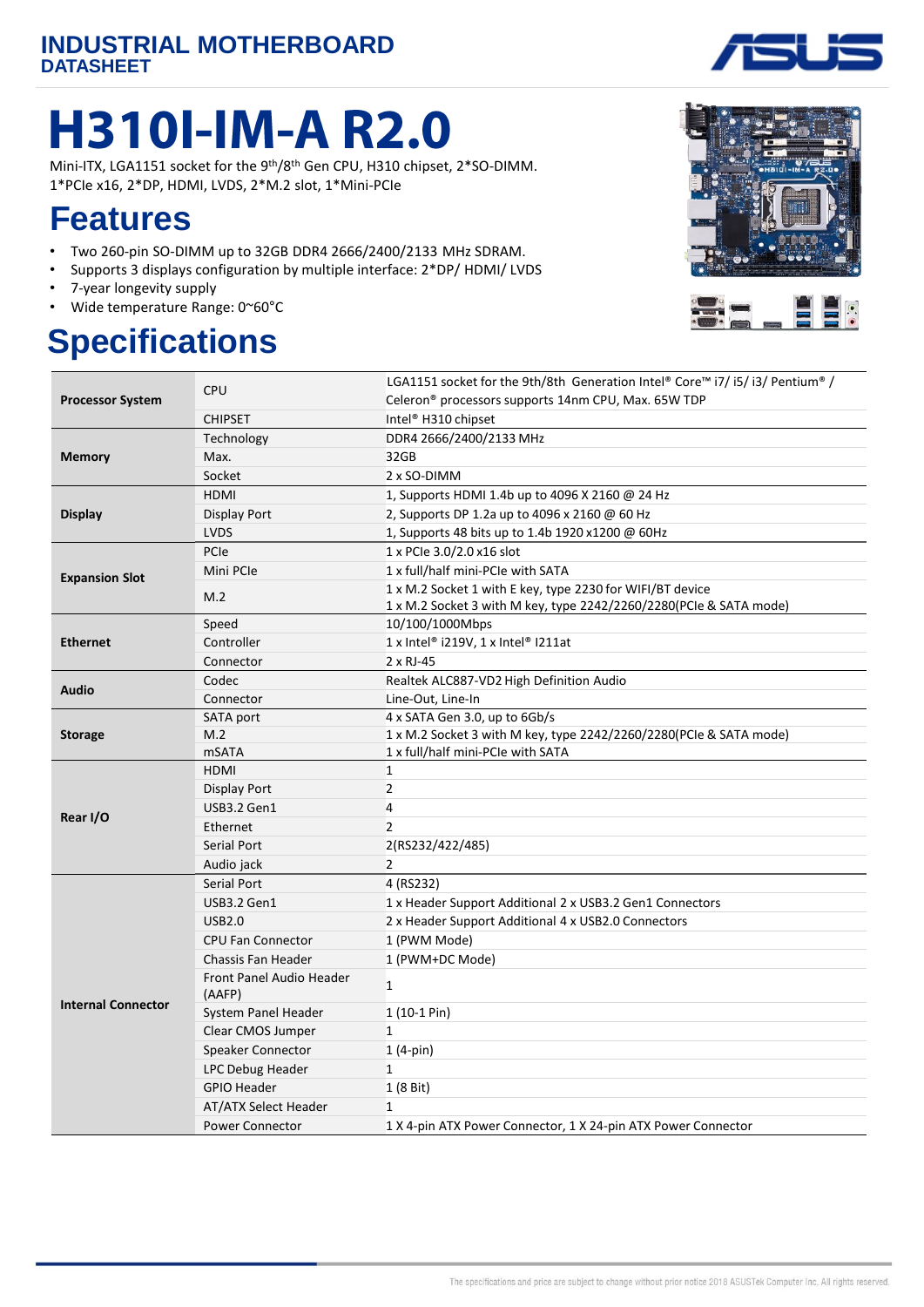INDUSTRIAL MOTHERBOARD
DATASHEET

# H310I-IM-A R2.0

Mini-ITX, LGA1151 socket for the 9th/8th Gen CPU, H310 chipset, 2*SO-DIMM.
1*PCIe x16, 2*DP, HDMI, LVDS, 2*M.2 slot, 1*Mini-PCIe

## Features

- Two 260-pin SO-DIMM up to 32GB DDR4 2666/2400/2133 MHz SDRAM.
- Supports 3 displays configuration by multiple interface: 2*DP/ HDMI/ LVDS
- 7-year longevity supply
- Wide temperature Range: 0~60°C

## Specifications

| | | |
|---|---|---|
| **Processor System** | CPU | LGA1151 socket for the 9th/8th Generation Intel® Core™ i7/ i5/ i3/ Pentium® / Celeron® processors supports 14nm CPU, Max. 65W TDP |
| | CHIPSET | Intel® H310 chipset |
| **Memory** | Technology | DDR4 2666/2400/2133 MHz |
| | Max. | 32GB |
| | Socket | 2 x SO-DIMM |
| **Display** | HDMI | 1, Supports HDMI 1.4b up to 4096 X 2160 @ 24 Hz |
| | Display Port | 2, Supports DP 1.2a up to 4096 x 2160 @ 60 Hz |
| | LVDS | 1, Supports 48 bits up to 1.4b 1920 x1200 @ 60Hz |
| **Expansion Slot** | PCIe | 1 x PCIe 3.0/2.0 x16 slot |
| | Mini PCIe | 1 x full/half mini-PCIe with SATA |
| | M.2 | 1 x M.2 Socket 1 with E key, type 2230 for WIFI/BT device<br>1 x M.2 Socket 3 with M key, type 2242/2260/2280(PCIe & SATA mode) |
| **Ethernet** | Speed | 10/100/1000Mbps |
| | Controller | 1 x Intel® i219V, 1 x Intel® I211at |
| | Connector | 2 x RJ-45 |
| **Audio** | Codec | Realtek ALC887-VD2 High Definition Audio |
| | Connector | Line-Out, Line-In |
| **Storage** | SATA port | 4 x SATA Gen 3.0, up to 6Gb/s |
| | M.2 | 1 x M.2 Socket 3 with M key, type 2242/2260/2280(PCIe & SATA mode) |
| | mSATA | 1 x full/half mini-PCIe with SATA |
| **Rear I/O** | HDMI | 1 |
| | Display Port | 2 |
| | USB3.2 Gen1 | 4 |
| | Ethernet | 2 |
| | Serial Port | 2(RS232/422/485) |
| | Audio jack | 2 |
| **Internal Connector** | Serial Port | 4 (RS232) |
| | USB3.2 Gen1 | 1 x Header Support Additional 2 x USB3.2 Gen1 Connectors |
| | USB2.0 | 2 x Header Support Additional 4 x USB2.0 Connectors |
| | CPU Fan Connector | 1 (PWM Mode) |
| | Chassis Fan Header | 1 (PWM+DC Mode) |
| | Front Panel Audio Header (AAFP) | 1 |
| | System Panel Header | 1 (10-1 Pin) |
| | Clear CMOS Jumper | 1 |
| | Speaker Connector | 1 (4-pin) |
| | LPC Debug Header | 1 |
| | GPIO Header | 1 (8 Bit) |
| | AT/ATX Select Header | 1 |
| | Power Connector | 1 X 4-pin ATX Power Connector, 1 X 24-pin ATX Power Connector |

The specifications and price are subject to change without prior notice 2018 ASUSTek Computer Inc. All rights reserved.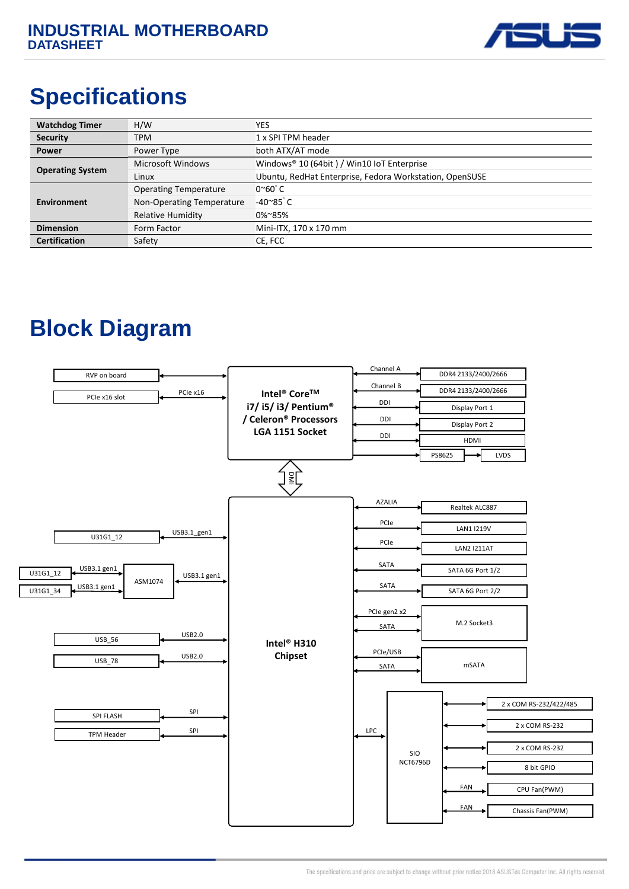# Specifications

| | | |
|---|---|---|
| **Watchdog Timer** | H/W | YES |
| **Security** | TPM | 1 x SPI TPM header |
| **Power** | Power Type | both ATX/AT mode |
| **Operating System** | Microsoft Windows | Windows® 10 (64bit ) / Win10 IoT Enterprise |
| | Linux | Ubuntu, RedHat Enterprise, Fedora Workstation, OpenSUSE |
| **Environment** | Operating Temperature | 0~60° C |
| | Non-Operating Temperature | -40~85° C |
| | Relative Humidity | 0%~85% |
| **Dimension** | Form Factor | Mini-ITX, 170 x 170 mm |
| **Certification** | Safety | CE, FCC |

# Block Diagram

RVP on board
PCIe x16 slot
PCIe x16
Intel® Core™ i7/ i5/ i3/ Pentium® / Celeron® Processors LGA 1151 Socket
Channel A
DDR4 2133/2400/2666
Channel B
DDR4 2133/2400/2666
DDI
Display Port 1
DDI
Display Port 2
DDI
HDMI
PS8625
LVDS
DMI
Intel® H310 Chipset
AZALIA
Realtek ALC887
PCIe
LAN1 I219V
PCIe
LAN2 I211AT
SATA
SATA 6G Port 1/2
SATA
SATA 6G Port 2/2
PCIe gen2 x2
SATA
M.2 Socket3
PCIe/USB
SATA
mSATA
U31G1_12
USB3.1_gen1
U31G1_12
U31G1_34
USB3.1 gen1
USB3.1 gen1
ASM1074
USB3.1 gen1
USB_56
USB2.0
USB_78
USB2.0
SPI FLASH
SPI
TPM Header
SPI
LPC
SIO NCT6796D
2 x COM RS-232/422/485
2 x COM RS-232
2 x COM RS-232
8 bit GPIO
FAN
CPU Fan(PWM)
FAN
Chassis Fan(PWM)